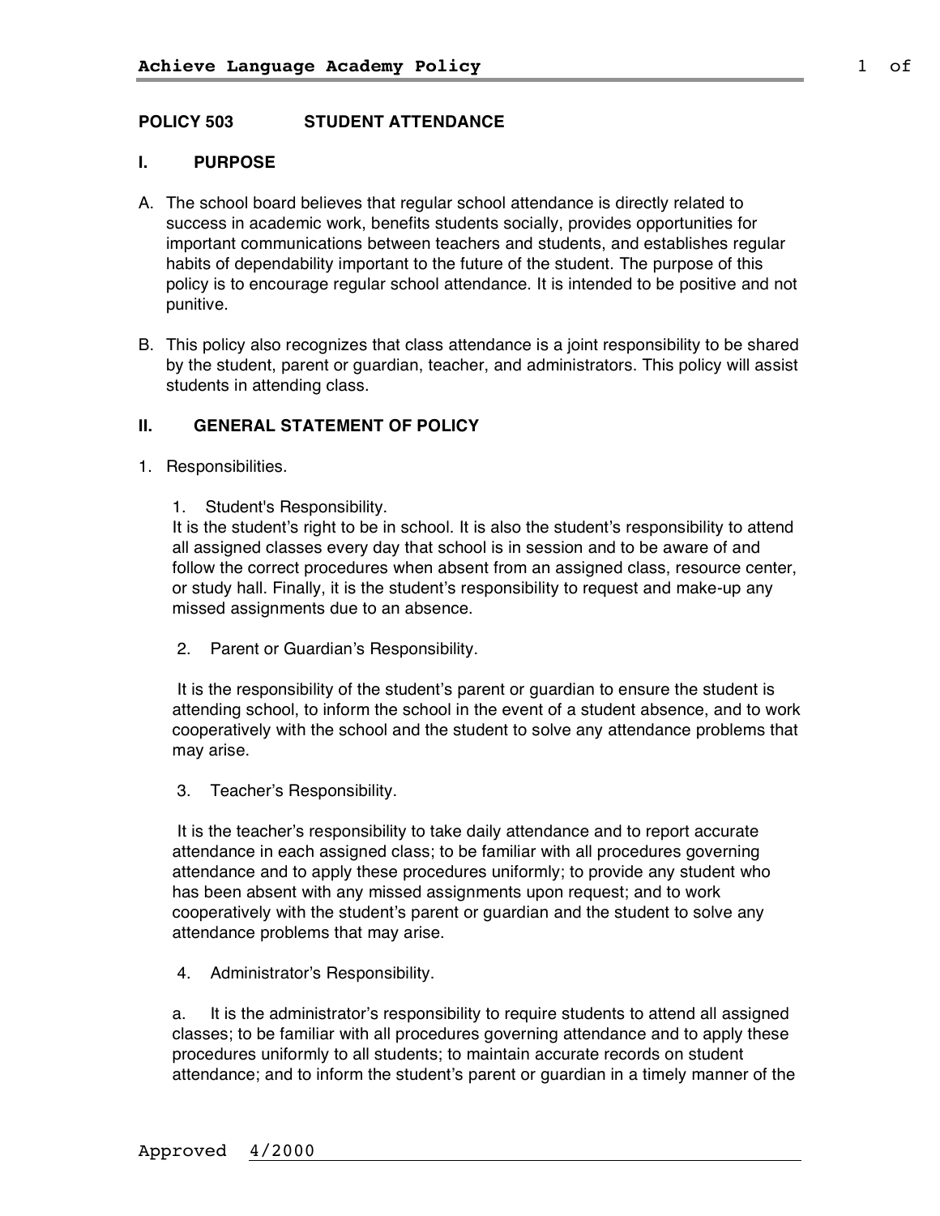## POLICY 503 STUDENT ATTENDANCE

### I. PURPOSE

A. The school board believes that regular school attendance is directly related to success in academic work, benefits students socially, provides opportunities for important communications between teachers and students, and establishes regular habits of dependability important to the future of the student. The purpose of this policy is to encourage regular school attendance. It is intended to be positive and not punitive.

B. This policy also recognizes that class attendance is a joint responsibility to be shared by the student, parent or guardian, teacher, and administrators. This policy will assist students in attending class.

### II. GENERAL STATEMENT OF POLICY

1. Responsibilities.

   1. Student's Responsibility.

      It is the student's right to be in school. It is also the student's responsibility to attend all assigned classes every day that school is in session and to be aware of and follow the correct procedures when absent from an assigned class, resource center, or study hall. Finally, it is the student's responsibility to request and make-up any missed assignments due to an absence.

   2. Parent or Guardian's Responsibility.

      It is the responsibility of the student's parent or guardian to ensure the student is attending school, to inform the school in the event of a student absence, and to work cooperatively with the school and the student to solve any attendance problems that may arise.

   3. Teacher's Responsibility.

      It is the teacher's responsibility to take daily attendance and to report accurate attendance in each assigned class; to be familiar with all procedures governing attendance and to apply these procedures uniformly; to provide any student who has been absent with any missed assignments upon request; and to work cooperatively with the student's parent or guardian and the student to solve any attendance problems that may arise.

   4. Administrator's Responsibility.

      a. It is the administrator's responsibility to require students to attend all assigned classes; to be familiar with all procedures governing attendance and to apply these procedures uniformly to all students; to maintain accurate records on student attendance; and to inform the student's parent or guardian in a timely manner of the

Approved 4/2000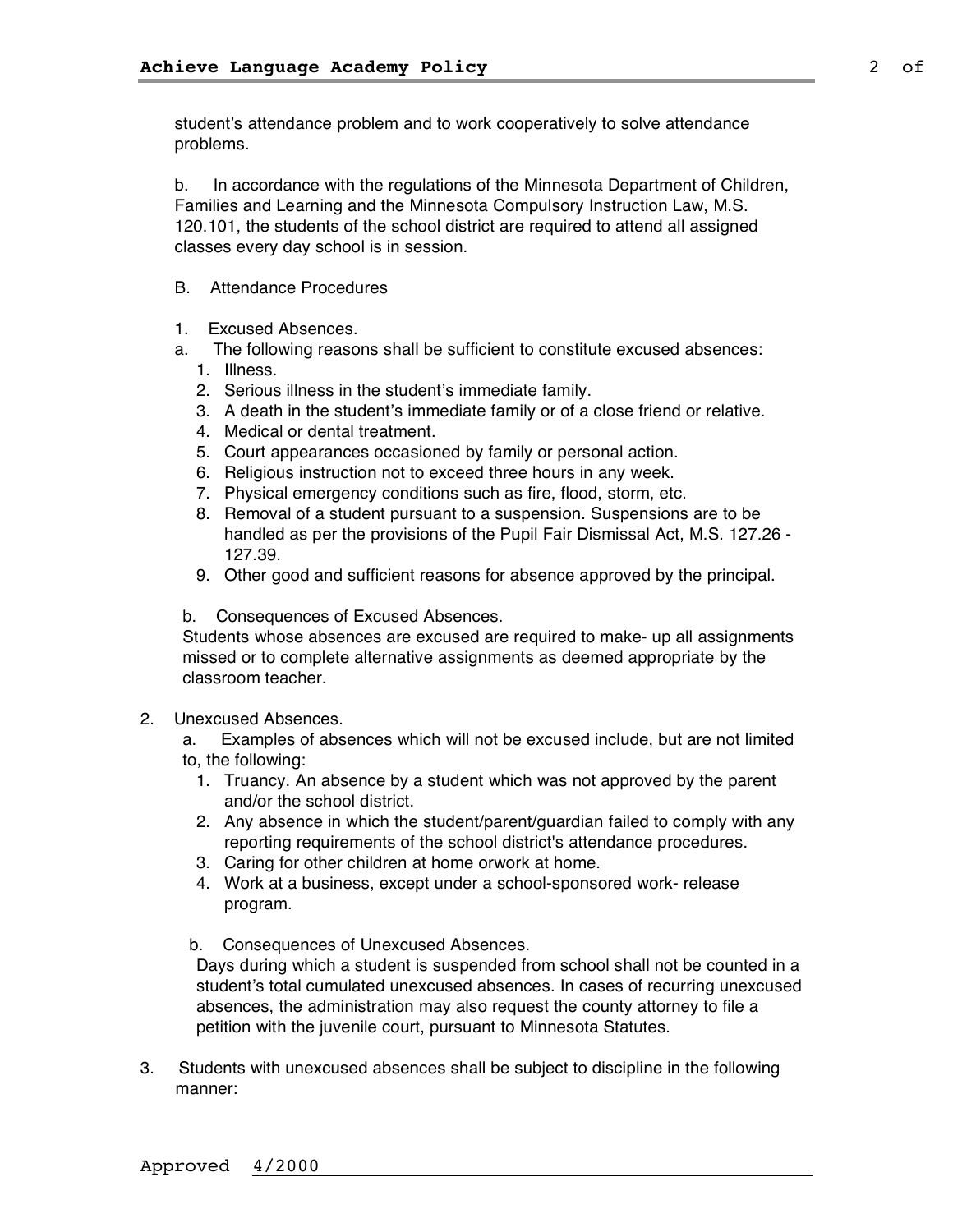student's attendance problem and to work cooperatively to solve attendance problems.

b. In accordance with the regulations of the Minnesota Department of Children, Families and Learning and the Minnesota Compulsory Instruction Law, M.S. 120.101, the students of the school district are required to attend all assigned classes every day school is in session.

B. Attendance Procedures

1. Excused Absences.

a. The following reasons shall be sufficient to constitute excused absences:

   1. Illness.
   2. Serious illness in the student's immediate family.
   3. A death in the student's immediate family or of a close friend or relative.
   4. Medical or dental treatment.
   5. Court appearances occasioned by family or personal action.
   6. Religious instruction not to exceed three hours in any week.
   7. Physical emergency conditions such as fire, flood, storm, etc.
   8. Removal of a student pursuant to a suspension. Suspensions are to be handled as per the provisions of the Pupil Fair Dismissal Act, M.S. 127.26 - 127.39.
   9. Other good and sufficient reasons for absence approved by the principal.

b. Consequences of Excused Absences.
Students whose absences are excused are required to make- up all assignments missed or to complete alternative assignments as deemed appropriate by the classroom teacher.

2. Unexcused Absences.

a. Examples of absences which will not be excused include, but are not limited to, the following:

   1. Truancy. An absence by a student which was not approved by the parent and/or the school district.
   2. Any absence in which the student/parent/guardian failed to comply with any reporting requirements of the school district's attendance procedures.
   3. Caring for other children at home orwork at home.
   4. Work at a business, except under a school-sponsored work- release program.

b. Consequences of Unexcused Absences.
Days during which a student is suspended from school shall not be counted in a student's total cumulated unexcused absences. In cases of recurring unexcused absences, the administration may also request the county attorney to file a petition with the juvenile court, pursuant to Minnesota Statutes.

3. Students with unexcused absences shall be subject to discipline in the following manner:

Approved 4/2000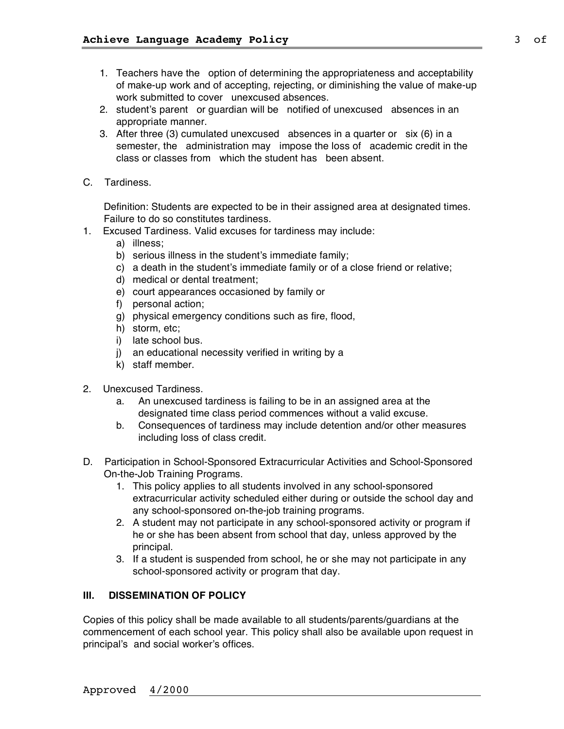1. Teachers have the option of determining the appropriateness and acceptability of make-up work and of accepting, rejecting, or diminishing the value of make-up work submitted to cover unexcused absences.
2. student's parent or guardian will be notified of unexcused absences in an appropriate manner.
3. After three (3) cumulated unexcused absences in a quarter or six (6) in a semester, the administration may impose the loss of academic credit in the class or classes from which the student has been absent.

C. Tardiness.

Definition: Students are expected to be in their assigned area at designated times. Failure to do so constitutes tardiness.

1. Excused Tardiness. Valid excuses for tardiness may include:
   a) illness;
   b) serious illness in the student's immediate family;
   c) a death in the student's immediate family or of a close friend or relative;
   d) medical or dental treatment;
   e) court appearances occasioned by family or
   f) personal action;
   g) physical emergency conditions such as fire, flood,
   h) storm, etc;
   i) late school bus.
   j) an educational necessity verified in writing by a
   k) staff member.

2. Unexcused Tardiness.
   a. An unexcused tardiness is failing to be in an assigned area at the designated time class period commences without a valid excuse.
   b. Consequences of tardiness may include detention and/or other measures including loss of class credit.

D. Participation in School-Sponsored Extracurricular Activities and School-Sponsored On-the-Job Training Programs.

1. This policy applies to all students involved in any school-sponsored extracurricular activity scheduled either during or outside the school day and any school-sponsored on-the-job training programs.
2. A student may not participate in any school-sponsored activity or program if he or she has been absent from school that day, unless approved by the principal.
3. If a student is suspended from school, he or she may not participate in any school-sponsored activity or program that day.

## III. DISSEMINATION OF POLICY

Copies of this policy shall be made available to all students/parents/guardians at the commencement of each school year. This policy shall also be available upon request in principal's and social worker's offices.

Approved 4/2000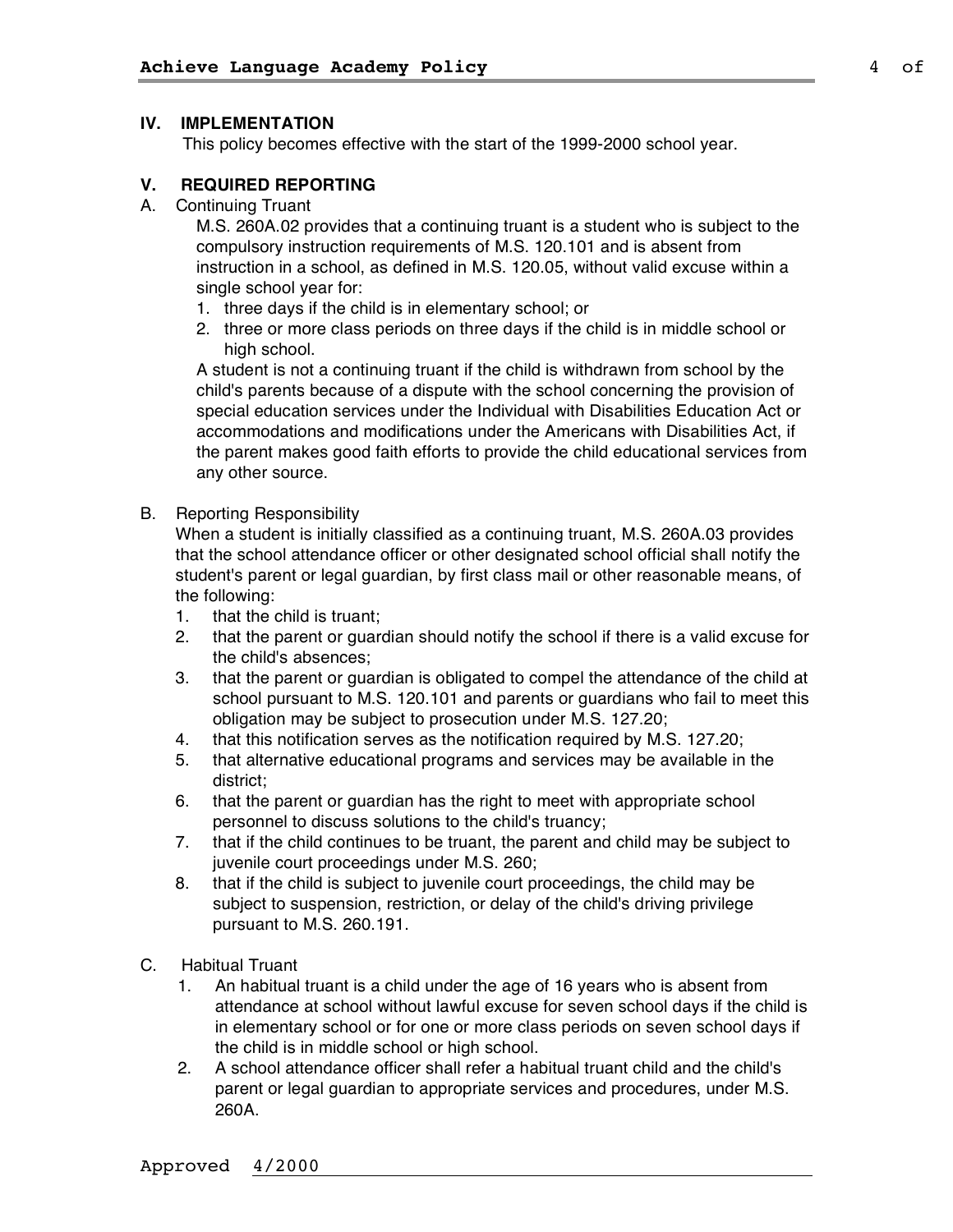## IV. IMPLEMENTATION

This policy becomes effective with the start of the 1999-2000 school year.

## V. REQUIRED REPORTING

A. Continuing Truant

M.S. 260A.02 provides that a continuing truant is a student who is subject to the compulsory instruction requirements of M.S. 120.101 and is absent from instruction in a school, as defined in M.S. 120.05, without valid excuse within a single school year for:

1. three days if the child is in elementary school; or
2. three or more class periods on three days if the child is in middle school or high school.

A student is not a continuing truant if the child is withdrawn from school by the child's parents because of a dispute with the school concerning the provision of special education services under the Individual with Disabilities Education Act or accommodations and modifications under the Americans with Disabilities Act, if the parent makes good faith efforts to provide the child educational services from any other source.

B. Reporting Responsibility

When a student is initially classified as a continuing truant, M.S. 260A.03 provides that the school attendance officer or other designated school official shall notify the student's parent or legal guardian, by first class mail or other reasonable means, of the following:

1. that the child is truant;
2. that the parent or guardian should notify the school if there is a valid excuse for the child's absences;
3. that the parent or guardian is obligated to compel the attendance of the child at school pursuant to M.S. 120.101 and parents or guardians who fail to meet this obligation may be subject to prosecution under M.S. 127.20;
4. that this notification serves as the notification required by M.S. 127.20;
5. that alternative educational programs and services may be available in the district;
6. that the parent or guardian has the right to meet with appropriate school personnel to discuss solutions to the child's truancy;
7. that if the child continues to be truant, the parent and child may be subject to juvenile court proceedings under M.S. 260;
8. that if the child is subject to juvenile court proceedings, the child may be subject to suspension, restriction, or delay of the child's driving privilege pursuant to M.S. 260.191.

C. Habitual Truant

1. An habitual truant is a child under the age of 16 years who is absent from attendance at school without lawful excuse for seven school days if the child is in elementary school or for one or more class periods on seven school days if the child is in middle school or high school.
2. A school attendance officer shall refer a habitual truant child and the child's parent or legal guardian to appropriate services and procedures, under M.S. 260A.

Approved 4/2000